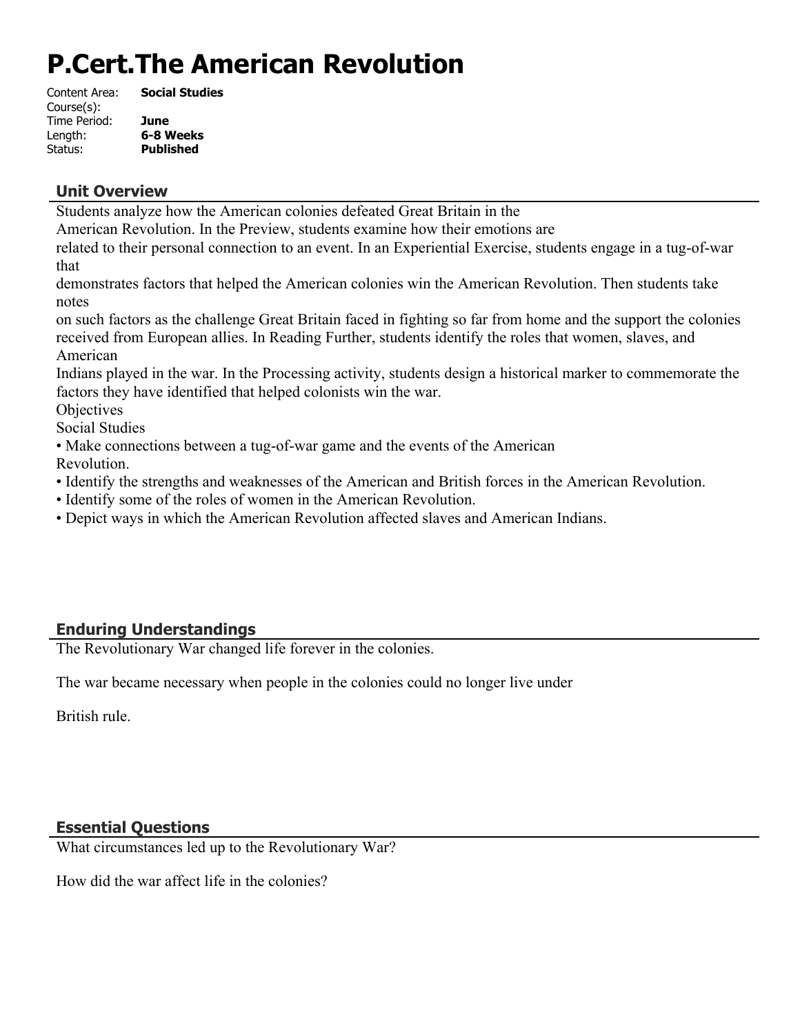# P.Cert.The American Revolution

Content Area: **Social Studies**
Course(s):
Time Period: **June**
Length: **6-8 Weeks**
Status: **Published**

## Unit Overview

Students analyze how the American colonies defeated Great Britain in the American Revolution. In the Preview, students examine how their emotions are related to their personal connection to an event. In an Experiential Exercise, students engage in a tug-of-war that demonstrates factors that helped the American colonies win the American Revolution. Then students take notes on such factors as the challenge Great Britain faced in fighting so far from home and the support the colonies received from European allies. In Reading Further, students identify the roles that women, slaves, and American Indians played in the war. In the Processing activity, students design a historical marker to commemorate the factors they have identified that helped colonists win the war.

Objectives

Social Studies

- Make connections between a tug-of-war game and the events of the American Revolution.
- Identify the strengths and weaknesses of the American and British forces in the American Revolution.
- Identify some of the roles of women in the American Revolution.
- Depict ways in which the American Revolution affected slaves and American Indians.

## Enduring Understandings

The Revolutionary War changed life forever in the colonies.

The war became necessary when people in the colonies could no longer live under

British rule.

## Essential Questions

What circumstances led up to the Revolutionary War?

How did the war affect life in the colonies?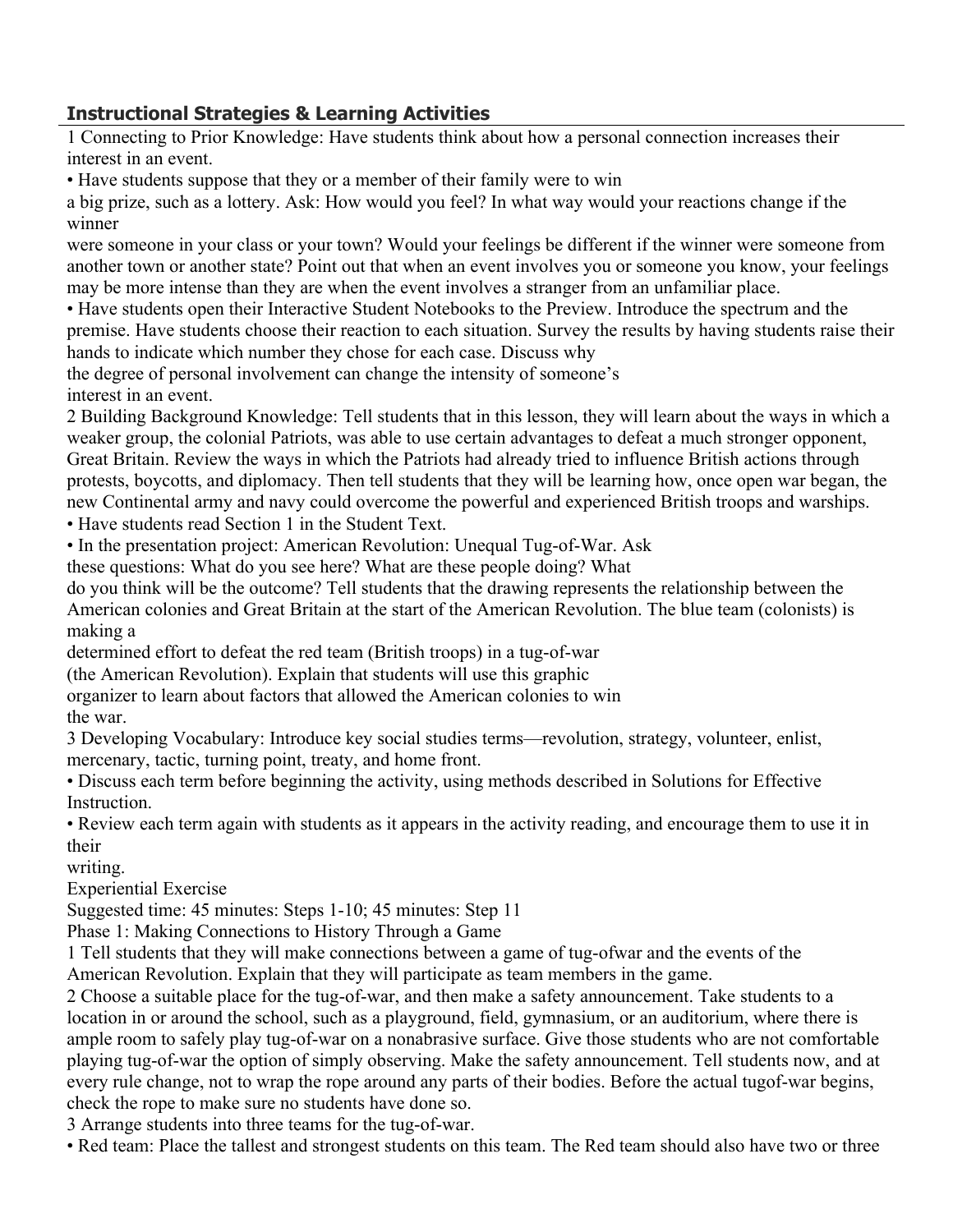## Instructional Strategies & Learning Activities

1 Connecting to Prior Knowledge: Have students think about how a personal connection increases their interest in an event.

• Have students suppose that they or a member of their family were to win a big prize, such as a lottery. Ask: How would you feel? In what way would your reactions change if the winner were someone in your class or your town? Would your feelings be different if the winner were someone from another town or another state? Point out that when an event involves you or someone you know, your feelings may be more intense than they are when the event involves a stranger from an unfamiliar place.

• Have students open their Interactive Student Notebooks to the Preview. Introduce the spectrum and the premise. Have students choose their reaction to each situation. Survey the results by having students raise their hands to indicate which number they chose for each case. Discuss why the degree of personal involvement can change the intensity of someone's interest in an event.

2 Building Background Knowledge: Tell students that in this lesson, they will learn about the ways in which a weaker group, the colonial Patriots, was able to use certain advantages to defeat a much stronger opponent, Great Britain. Review the ways in which the Patriots had already tried to influence British actions through protests, boycotts, and diplomacy. Then tell students that they will be learning how, once open war began, the new Continental army and navy could overcome the powerful and experienced British troops and warships.

• Have students read Section 1 in the Student Text.

• In the presentation project: American Revolution: Unequal Tug-of-War. Ask these questions: What do you see here? What are these people doing? What do you think will be the outcome? Tell students that the drawing represents the relationship between the American colonies and Great Britain at the start of the American Revolution. The blue team (colonists) is making a determined effort to defeat the red team (British troops) in a tug-of-war (the American Revolution). Explain that students will use this graphic organizer to learn about factors that allowed the American colonies to win the war.

3 Developing Vocabulary: Introduce key social studies terms—revolution, strategy, volunteer, enlist, mercenary, tactic, turning point, treaty, and home front.

• Discuss each term before beginning the activity, using methods described in Solutions for Effective Instruction.

• Review each term again with students as it appears in the activity reading, and encourage them to use it in their writing.

Experiential Exercise

Suggested time: 45 minutes: Steps 1-10; 45 minutes: Step 11

Phase 1: Making Connections to History Through a Game

1 Tell students that they will make connections between a game of tug-ofwar and the events of the American Revolution. Explain that they will participate as team members in the game.

2 Choose a suitable place for the tug-of-war, and then make a safety announcement. Take students to a location in or around the school, such as a playground, field, gymnasium, or an auditorium, where there is ample room to safely play tug-of-war on a nonabrasive surface. Give those students who are not comfortable playing tug-of-war the option of simply observing. Make the safety announcement. Tell students now, and at every rule change, not to wrap the rope around any parts of their bodies. Before the actual tugof-war begins, check the rope to make sure no students have done so.

3 Arrange students into three teams for the tug-of-war.

• Red team: Place the tallest and strongest students on this team. The Red team should also have two or three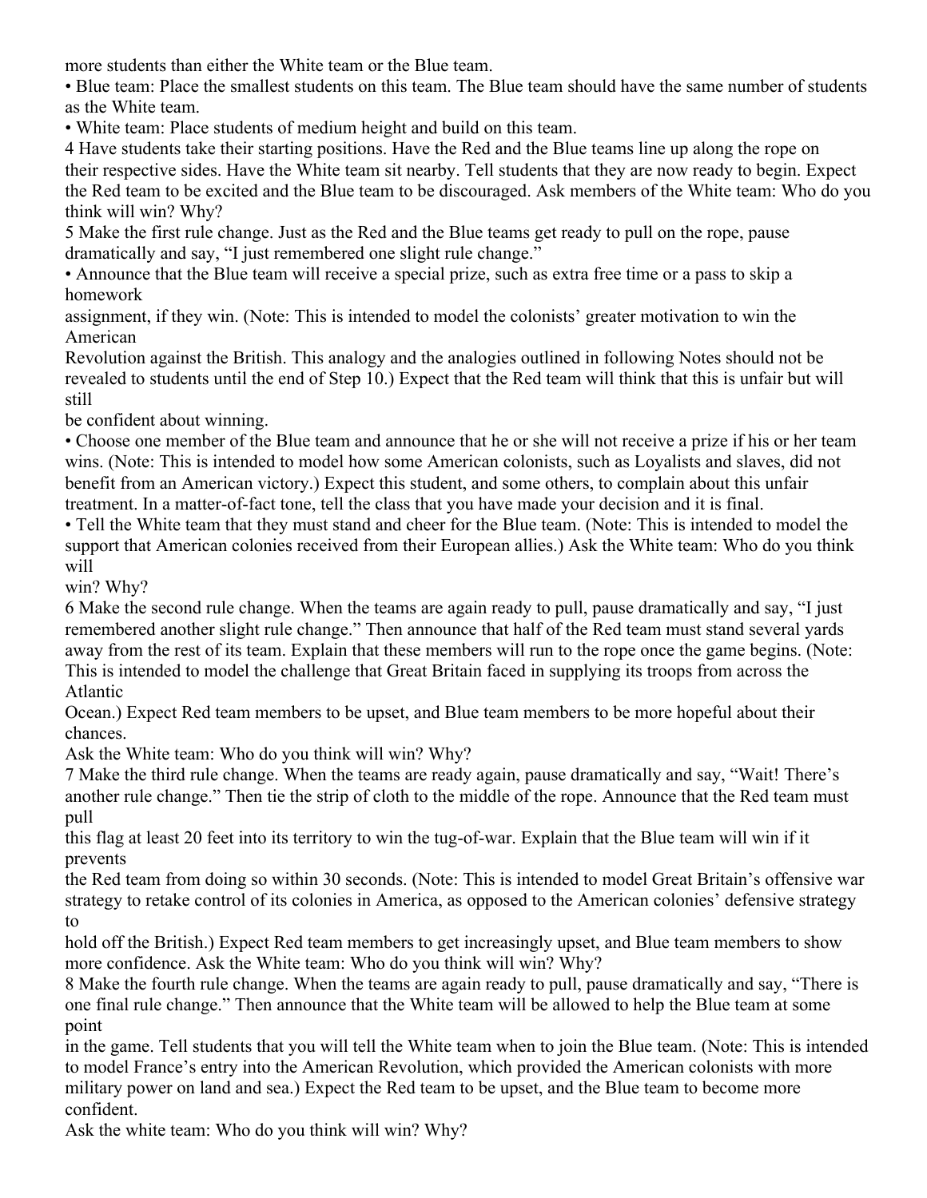more students than either the White team or the Blue team.

• Blue team: Place the smallest students on this team. The Blue team should have the same number of students as the White team.

• White team: Place students of medium height and build on this team.

4 Have students take their starting positions. Have the Red and the Blue teams line up along the rope on their respective sides. Have the White team sit nearby. Tell students that they are now ready to begin. Expect the Red team to be excited and the Blue team to be discouraged. Ask members of the White team: Who do you think will win? Why?

5 Make the first rule change. Just as the Red and the Blue teams get ready to pull on the rope, pause dramatically and say, "I just remembered one slight rule change."

• Announce that the Blue team will receive a special prize, such as extra free time or a pass to skip a homework assignment, if they win. (Note: This is intended to model the colonists' greater motivation to win the American Revolution against the British. This analogy and the analogies outlined in following Notes should not be revealed to students until the end of Step 10.) Expect that the Red team will think that this is unfair but will still be confident about winning.

• Choose one member of the Blue team and announce that he or she will not receive a prize if his or her team wins. (Note: This is intended to model how some American colonists, such as Loyalists and slaves, did not benefit from an American victory.) Expect this student, and some others, to complain about this unfair treatment. In a matter-of-fact tone, tell the class that you have made your decision and it is final.

• Tell the White team that they must stand and cheer for the Blue team. (Note: This is intended to model the support that American colonies received from their European allies.) Ask the White team: Who do you think will win? Why?

6 Make the second rule change. When the teams are again ready to pull, pause dramatically and say, "I just remembered another slight rule change." Then announce that half of the Red team must stand several yards away from the rest of its team. Explain that these members will run to the rope once the game begins. (Note: This is intended to model the challenge that Great Britain faced in supplying its troops from across the Atlantic Ocean.) Expect Red team members to be upset, and Blue team members to be more hopeful about their chances.

Ask the White team: Who do you think will win? Why?

7 Make the third rule change. When the teams are ready again, pause dramatically and say, "Wait! There's another rule change." Then tie the strip of cloth to the middle of the rope. Announce that the Red team must pull this flag at least 20 feet into its territory to win the tug-of-war. Explain that the Blue team will win if it prevents the Red team from doing so within 30 seconds. (Note: This is intended to model Great Britain's offensive war strategy to retake control of its colonies in America, as opposed to the American colonies' defensive strategy to hold off the British.) Expect Red team members to get increasingly upset, and Blue team members to show more confidence. Ask the White team: Who do you think will win? Why?

8 Make the fourth rule change. When the teams are again ready to pull, pause dramatically and say, "There is one final rule change." Then announce that the White team will be allowed to help the Blue team at some point in the game. Tell students that you will tell the White team when to join the Blue team. (Note: This is intended to model France's entry into the American Revolution, which provided the American colonists with more military power on land and sea.) Expect the Red team to be upset, and the Blue team to become more confident.

Ask the white team: Who do you think will win? Why?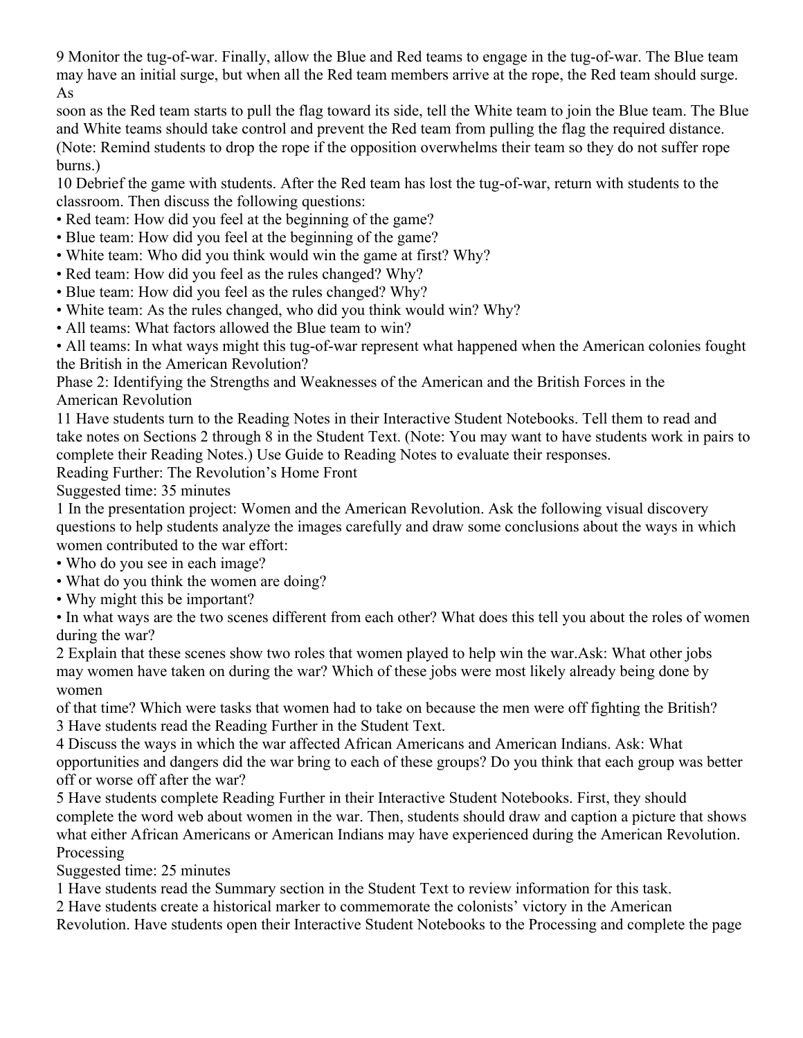9 Monitor the tug-of-war. Finally, allow the Blue and Red teams to engage in the tug-of-war. The Blue team may have an initial surge, but when all the Red team members arrive at the rope, the Red team should surge. As soon as the Red team starts to pull the flag toward its side, tell the White team to join the Blue team. The Blue and White teams should take control and prevent the Red team from pulling the flag the required distance. (Note: Remind students to drop the rope if the opposition overwhelms their team so they do not suffer rope burns.)

10 Debrief the game with students. After the Red team has lost the tug-of-war, return with students to the classroom. Then discuss the following questions:

- Red team: How did you feel at the beginning of the game?
- Blue team: How did you feel at the beginning of the game?
- White team: Who did you think would win the game at first? Why?
- Red team: How did you feel as the rules changed? Why?
- Blue team: How did you feel as the rules changed? Why?
- White team: As the rules changed, who did you think would win? Why?
- All teams: What factors allowed the Blue team to win?
- All teams: In what ways might this tug-of-war represent what happened when the American colonies fought the British in the American Revolution?

## Phase 2: Identifying the Strengths and Weaknesses of the American and the British Forces in the American Revolution

11 Have students turn to the Reading Notes in their Interactive Student Notebooks. Tell them to read and take notes on Sections 2 through 8 in the Student Text. (Note: You may want to have students work in pairs to complete their Reading Notes.) Use Guide to Reading Notes to evaluate their responses.

## Reading Further: The Revolution's Home Front

Suggested time: 35 minutes

1 In the presentation project: Women and the American Revolution. Ask the following visual discovery questions to help students analyze the images carefully and draw some conclusions about the ways in which women contributed to the war effort:

- Who do you see in each image?
- What do you think the women are doing?
- Why might this be important?
- In what ways are the two scenes different from each other? What does this tell you about the roles of women during the war?

2 Explain that these scenes show two roles that women played to help win the war.Ask: What other jobs may women have taken on during the war? Which of these jobs were most likely already being done by women of that time? Which were tasks that women had to take on because the men were off fighting the British?

3 Have students read the Reading Further in the Student Text.

4 Discuss the ways in which the war affected African Americans and American Indians. Ask: What opportunities and dangers did the war bring to each of these groups? Do you think that each group was better off or worse off after the war?

5 Have students complete Reading Further in their Interactive Student Notebooks. First, they should complete the word web about women in the war. Then, students should draw and caption a picture that shows what either African Americans or American Indians may have experienced during the American Revolution.

## Processing

Suggested time: 25 minutes

1 Have students read the Summary section in the Student Text to review information for this task.

2 Have students create a historical marker to commemorate the colonists' victory in the American Revolution. Have students open their Interactive Student Notebooks to the Processing and complete the page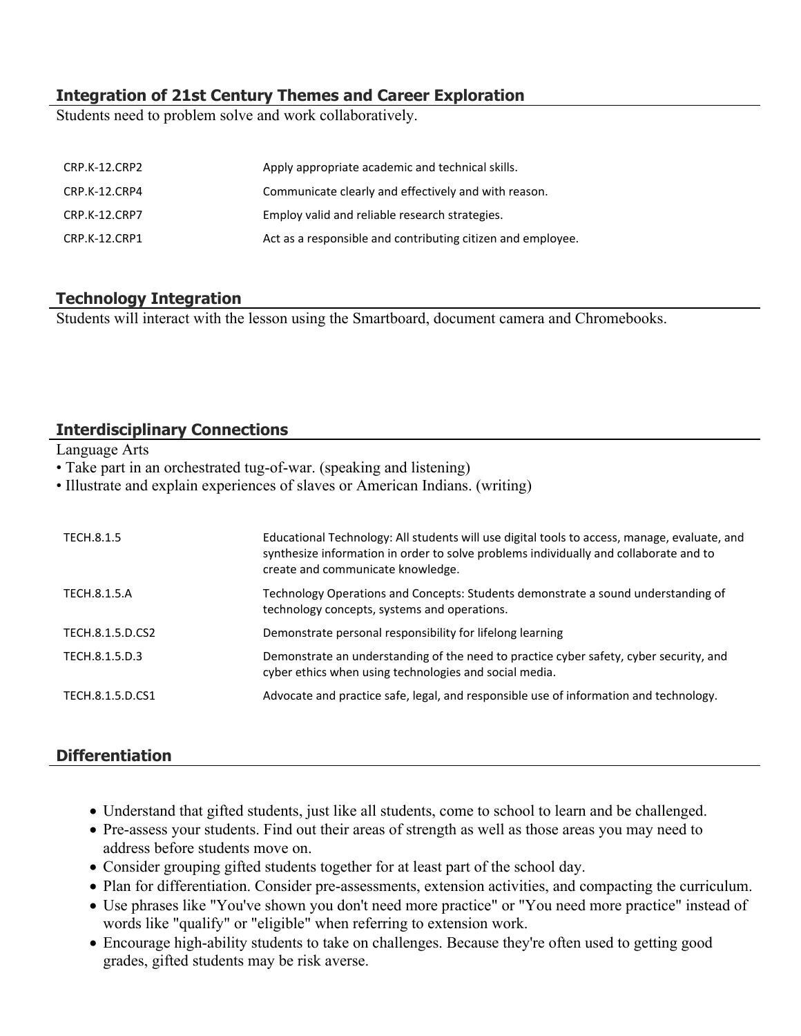## Integration of 21st Century Themes and Career Exploration

Students need to problem solve and work collaboratively.

| | |
|---|---|
| CRP.K-12.CRP2 | Apply appropriate academic and technical skills. |
| CRP.K-12.CRP4 | Communicate clearly and effectively and with reason. |
| CRP.K-12.CRP7 | Employ valid and reliable research strategies. |
| CRP.K-12.CRP1 | Act as a responsible and contributing citizen and employee. |

## Technology Integration

Students will interact with the lesson using the Smartboard, document camera and Chromebooks.

## Interdisciplinary Connections

Language Arts

- Take part in an orchestrated tug-of-war. (speaking and listening)
- Illustrate and explain experiences of slaves or American Indians. (writing)

| | |
|---|---|
| TECH.8.1.5 | Educational Technology: All students will use digital tools to access, manage, evaluate, and synthesize information in order to solve problems individually and collaborate and to create and communicate knowledge. |
| TECH.8.1.5.A | Technology Operations and Concepts: Students demonstrate a sound understanding of technology concepts, systems and operations. |
| TECH.8.1.5.D.CS2 | Demonstrate personal responsibility for lifelong learning |
| TECH.8.1.5.D.3 | Demonstrate an understanding of the need to practice cyber safety, cyber security, and cyber ethics when using technologies and social media. |
| TECH.8.1.5.D.CS1 | Advocate and practice safe, legal, and responsible use of information and technology. |

## Differentiation

- Understand that gifted students, just like all students, come to school to learn and be challenged.
- Pre-assess your students. Find out their areas of strength as well as those areas you may need to address before students move on.
- Consider grouping gifted students together for at least part of the school day.
- Plan for differentiation. Consider pre-assessments, extension activities, and compacting the curriculum.
- Use phrases like "You've shown you don't need more practice" or "You need more practice" instead of words like "qualify" or "eligible" when referring to extension work.
- Encourage high-ability students to take on challenges. Because they're often used to getting good grades, gifted students may be risk averse.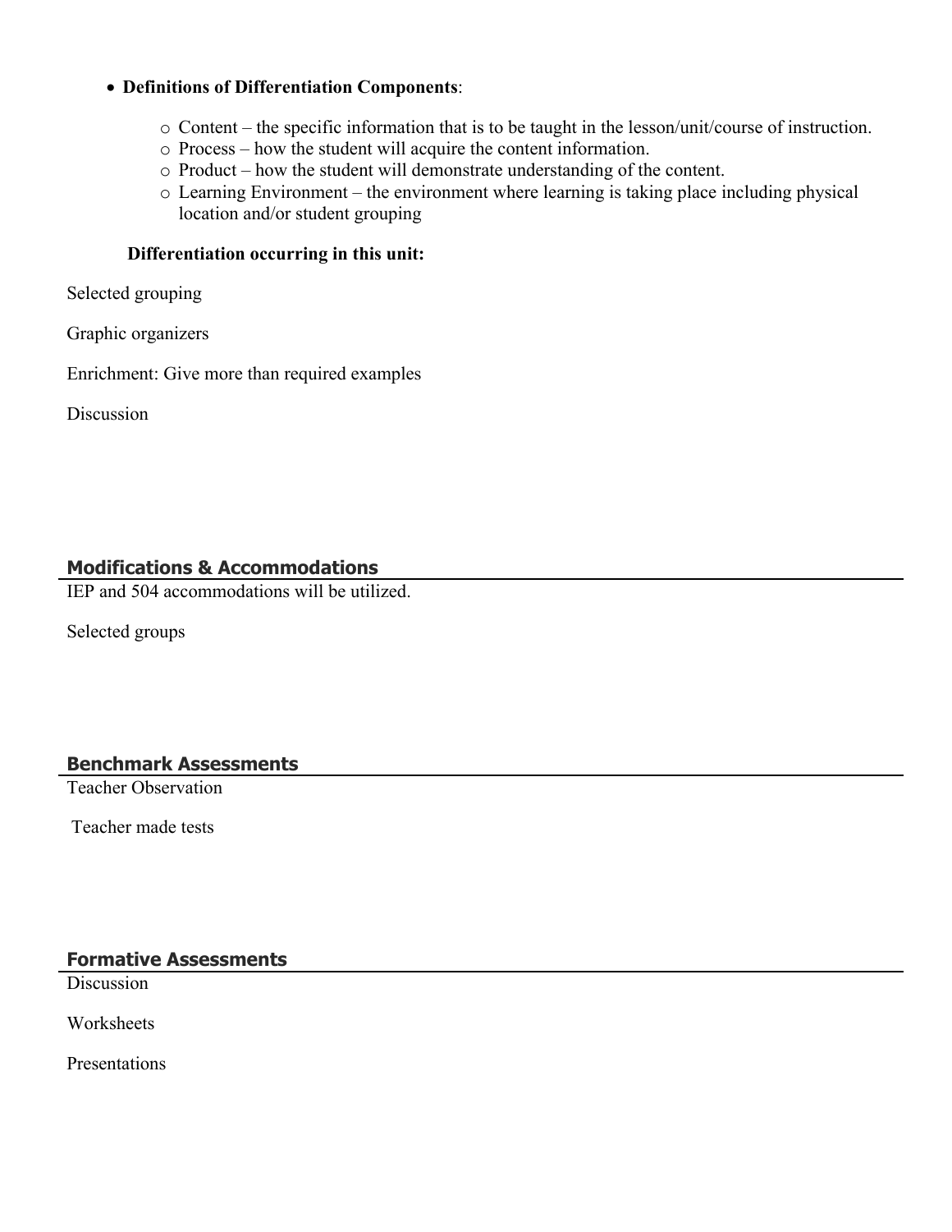- **Definitions of Differentiation Components**:
  - Content – the specific information that is to be taught in the lesson/unit/course of instruction.
  - Process – how the student will acquire the content information.
  - Product – how the student will demonstrate understanding of the content.
  - Learning Environment – the environment where learning is taking place including physical location and/or student grouping

**Differentiation occurring in this unit:**

Selected grouping

Graphic organizers

Enrichment: Give more than required examples

Discussion

## Modifications & Accommodations

IEP and 504 accommodations will be utilized.

Selected groups

## Benchmark Assessments

Teacher Observation

Teacher made tests

## Formative Assessments

Discussion

Worksheets

Presentations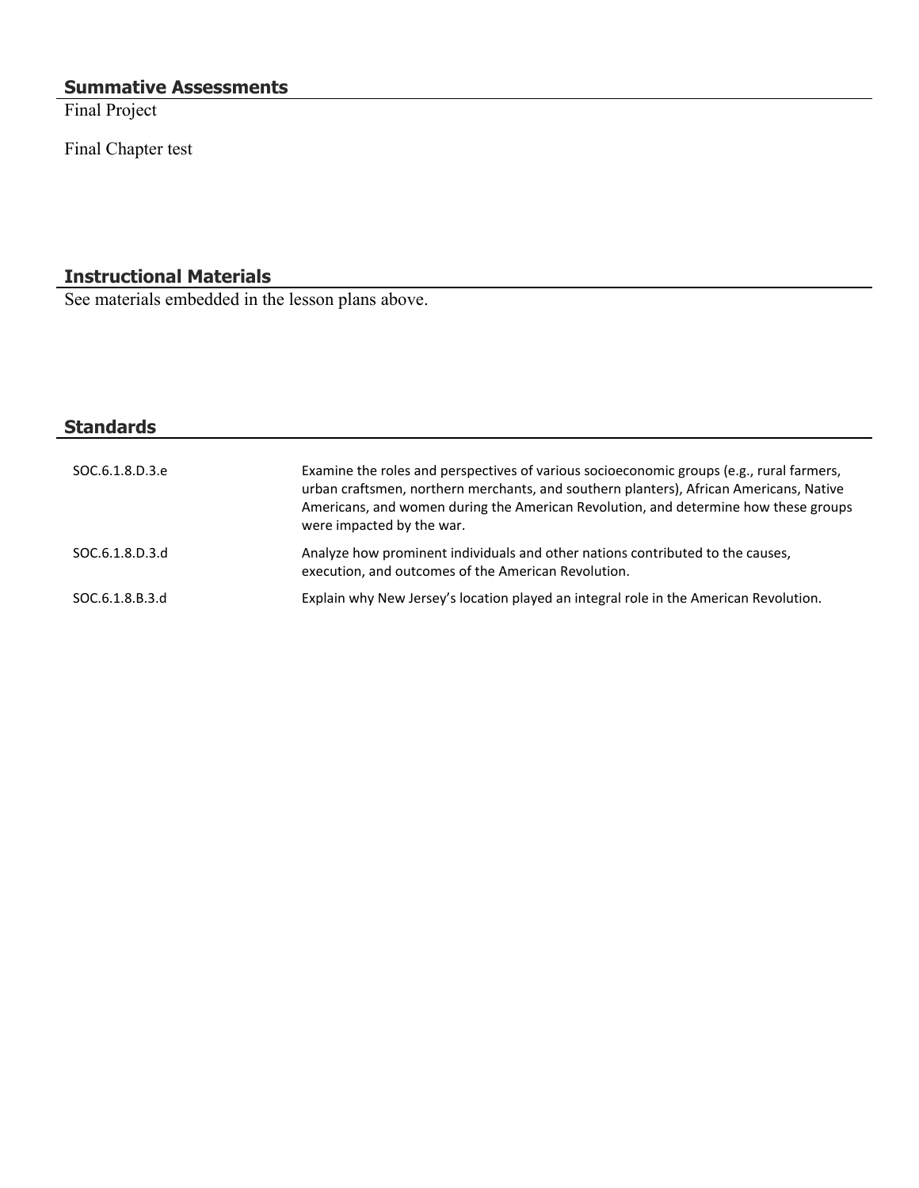## Summative Assessments

Final Project

Final Chapter test

## Instructional Materials

See materials embedded in the lesson plans above.

## Standards

| | |
|---|---|
| SOC.6.1.8.D.3.e | Examine the roles and perspectives of various socioeconomic groups (e.g., rural farmers, urban craftsmen, northern merchants, and southern planters), African Americans, Native Americans, and women during the American Revolution, and determine how these groups were impacted by the war. |
| SOC.6.1.8.D.3.d | Analyze how prominent individuals and other nations contributed to the causes, execution, and outcomes of the American Revolution. |
| SOC.6.1.8.B.3.d | Explain why New Jersey's location played an integral role in the American Revolution. |